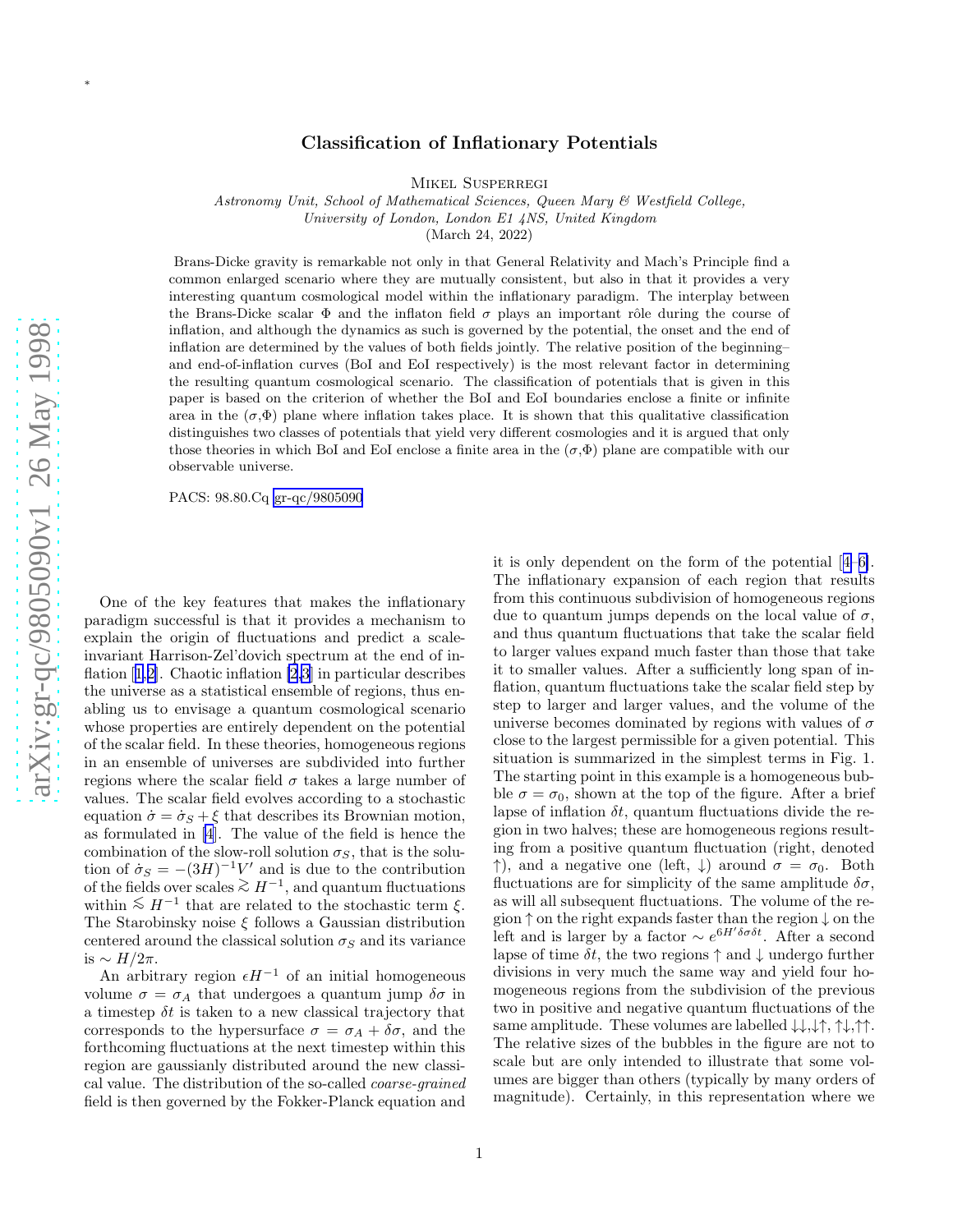# Classification of Inflationary Potentials

Mikel Susperregi

*Astronomy Unit, School of Mathematical Sciences, Queen Mary & Westfield College, University of London, London E1 4NS, United Kingdom*

(March 24, 2022)

Brans-Dicke gravity is remarkable not only in that General Relativity and Mach's Principle find a common enlarged scenario where they are mutually consistent, but also in that it provides a very interesting quantum cosmological model within the inflationary paradigm. The interplay between the Brans-Dicke scalar $\Phi$ and the inflaton field $\sigma$ plays an important rôle during the course of inflation, and although the dynamics as such is governed by the potential, the onset and the end of inflation are determined by the values of both fields jointly. The relative position of the beginning– and end-of-inflation curves (BoI and EoI respectively) is the most relevant factor in determining the resulting quantum cosmological scenario. The classification of potentials that is given in this paper is based on the criterion of whether the BoI and EoI boundaries enclose a finite or infinite area in the ($\sigma$,$\Phi$) plane where inflation takes place. It is shown that this qualitative classification distinguishes two classes of potentials that yield very different cosmologies and it is argued that only those theories in which BoI and EoI enclose a finite area in the ($\sigma$,$\Phi$) plane are compatible with our observable universe.

PACS: 98.80.Cq gr-qc/9805090

One of the key features that makes the inflationary paradigm successful is that it provides a mechanism to explain the origin of fluctuations and predict a scale-invariant Harrison-Zel'dovich spectrum at the end of inflation [1,2]. Chaotic inflation [2,3] in particular describes the universe as a statistical ensemble of regions, thus enabling us to envisage a quantum cosmological scenario whose properties are entirely dependent on the potential of the scalar field. In these theories, homogeneous regions in an ensemble of universes are subdivided into further regions where the scalar field $\sigma$ takes a large number of values. The scalar field evolves according to a stochastic equation $\dot{\sigma} = \dot{\sigma}_S + \xi$ that describes its Brownian motion, as formulated in [4]. The value of the field is hence the combination of the slow-roll solution $\sigma_S$, that is the solution of $\dot{\sigma}_S = -(3H)^{-1}V'$ and is due to the contribution of the fields over scales $\gtrsim H^{-1}$, and quantum fluctuations within $\lesssim H^{-1}$ that are related to the stochastic term $\xi$. The Starobinsky noise $\xi$ follows a Gaussian distribution centered around the classical solution $\sigma_S$ and its variance is $\sim H/2\pi$.

An arbitrary region $\epsilon H^{-1}$ of an initial homogeneous volume $\sigma = \sigma_A$ that undergoes a quantum jump $\delta\sigma$ in a timestep $\delta t$ is taken to a new classical trajectory that corresponds to the hypersurface $\sigma = \sigma_A + \delta\sigma$, and the forthcoming fluctuations at the next timestep within this region are gaussianly distributed around the new classical value. The distribution of the so-called *coarse-grained* field is then governed by the Fokker-Planck equation and it is only dependent on the form of the potential [4–6]. The inflationary expansion of each region that results from this continuous subdivision of homogeneous regions due to quantum jumps depends on the local value of $\sigma$, and thus quantum fluctuations that take the scalar field to larger values expand much faster than those that take it to smaller values. After a sufficiently long span of inflation, quantum fluctuations take the scalar field step by step to larger and larger values, and the volume of the universe becomes dominated by regions with values of $\sigma$ close to the largest permissible for a given potential. This situation is summarized in the simplest terms in Fig. 1. The starting point in this example is a homogeneous bubble $\sigma = \sigma_0$, shown at the top of the figure. After a brief lapse of inflation $\delta t$, quantum fluctuations divide the region in two halves; these are homogeneous regions resulting from a positive quantum fluctuation (right, denoted $\uparrow$), and a negative one (left, $\downarrow$) around $\sigma = \sigma_0$. Both fluctuations are for simplicity of the same amplitude $\delta\sigma$, as will all subsequent fluctuations. The volume of the region $\uparrow$ on the right expands faster than the region $\downarrow$ on the left and is larger by a factor $\sim e^{6H'\delta\sigma\delta t}$. After a second lapse of time $\delta t$, the two regions $\uparrow$ and $\downarrow$ undergo further divisions in very much the same way and yield four homogeneous regions from the subdivision of the previous two in positive and negative quantum fluctuations of the same amplitude. These volumes are labelled $\downarrow\downarrow$,$\downarrow\uparrow$, $\uparrow\downarrow$,$\uparrow\uparrow$. The relative sizes of the bubbles in the figure are not to scale but are only intended to illustrate that some volumes are bigger than others (typically by many orders of magnitude). Certainly, in this representation where we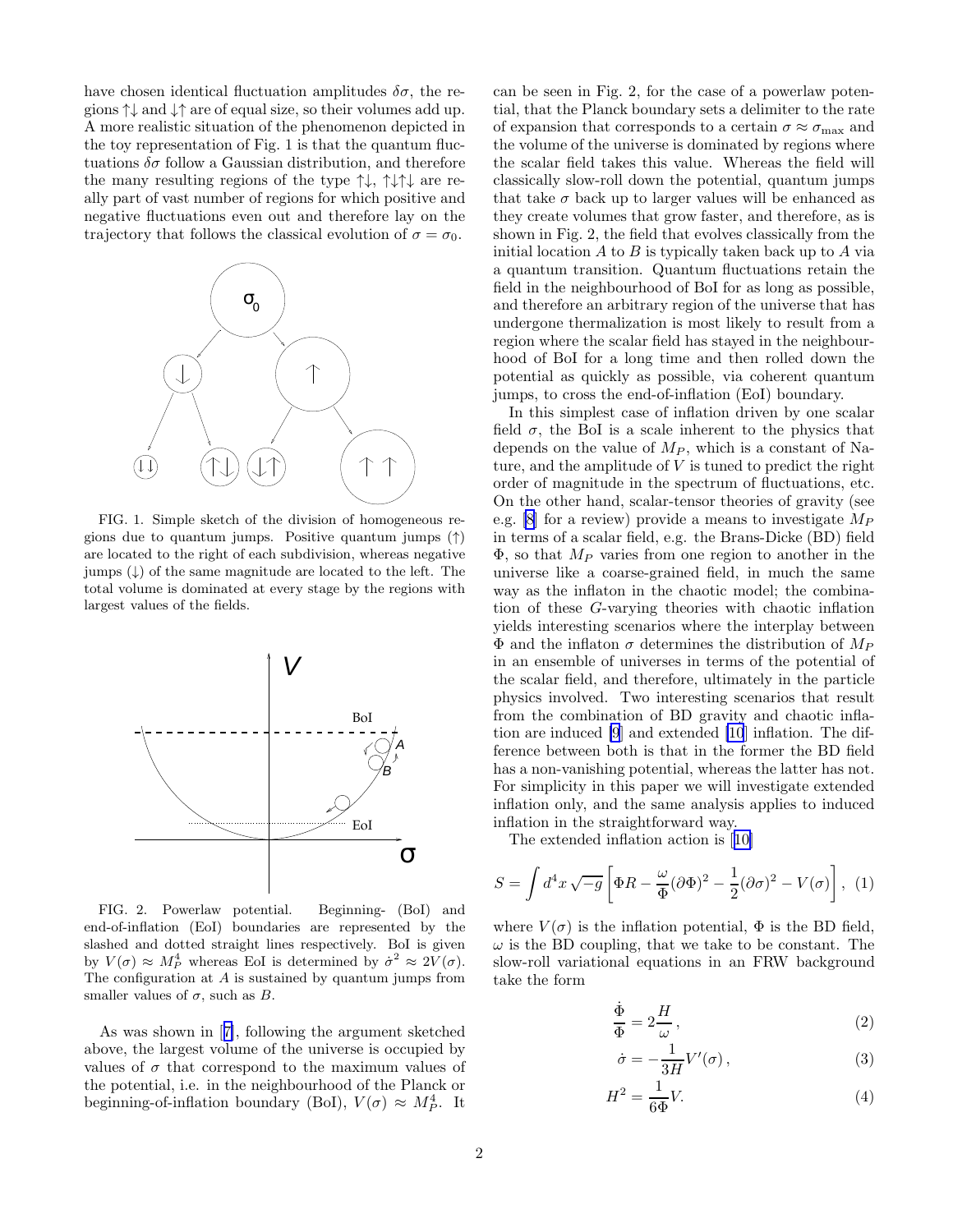have chosen identical fluctuation amplitudes $\delta\sigma$, the regions $\uparrow\downarrow$ and $\downarrow\uparrow$ are of equal size, so their volumes add up. A more realistic situation of the phenomenon depicted in the toy representation of Fig. 1 is that the quantum fluctuations $\delta\sigma$ follow a Gaussian distribution, and therefore the many resulting regions of the type $\uparrow\downarrow$, $\uparrow\downarrow\uparrow\downarrow$ are really part of vast number of regions for which positive and negative fluctuations even out and therefore lay on the trajectory that follows the classical evolution of $\sigma = \sigma_0$.

FIG. 1. Simple sketch of the division of homogeneous regions due to quantum jumps. Positive quantum jumps ($\uparrow$) are located to the right of each subdivision, whereas negative jumps ($\downarrow$) of the same magnitude are located to the left. The total volume is dominated at every stage by the regions with largest values of the fields.

FIG. 2. Powerlaw potential. Beginning- (BoI) and end-of-inflation (EoI) boundaries are represented by the slashed and dotted straight lines respectively. BoI is given by $V(\sigma) \approx M_P^4$ whereas EoI is determined by $\dot{\sigma}^2 \approx 2V(\sigma)$. The configuration at $A$ is sustained by quantum jumps from smaller values of $\sigma$, such as $B$.

As was shown in [7], following the argument sketched above, the largest volume of the universe is occupied by values of $\sigma$ that correspond to the maximum values of the potential, i.e. in the neighbourhood of the Planck or beginning-of-inflation boundary (BoI), $V(\sigma) \approx M_P^4$. It can be seen in Fig. 2, for the case of a powerlaw potential, that the Planck boundary sets a delimiter to the rate of expansion that corresponds to a certain $\sigma \approx \sigma_{\rm max}$ and the volume of the universe is dominated by regions where the scalar field takes this value. Whereas the field will classically slow-roll down the potential, quantum jumps that take $\sigma$ back up to larger values will be enhanced as they create volumes that grow faster, and therefore, as is shown in Fig. 2, the field that evolves classically from the initial location $A$ to $B$ is typically taken back up to $A$ via a quantum transition. Quantum fluctuations retain the field in the neighbourhood of BoI for as long as possible, and therefore an arbitrary region of the universe that has undergone thermalization is most likely to result from a region where the scalar field has stayed in the neighbourhood of BoI for a long time and then rolled down the potential as quickly as possible, via coherent quantum jumps, to cross the end-of-inflation (EoI) boundary.

In this simplest case of inflation driven by one scalar field $\sigma$, the BoI is a scale inherent to the physics that depends on the value of $M_P$, which is a constant of Nature, and the amplitude of $V$ is tuned to predict the right order of magnitude in the spectrum of fluctuations, etc. On the other hand, scalar-tensor theories of gravity (see e.g. [8] for a review) provide a means to investigate $M_P$ in terms of a scalar field, e.g. the Brans-Dicke (BD) field $\Phi$, so that $M_P$ varies from one region to another in the universe like a coarse-grained field, in much the same way as the inflaton in the chaotic model; the combination of these $G$-varying theories with chaotic inflation yields interesting scenarios where the interplay between $\Phi$ and the inflaton $\sigma$ determines the distribution of $M_P$ in an ensemble of universes in terms of the potential of the scalar field, and therefore, ultimately in the particle physics involved. Two interesting scenarios that result from the combination of BD gravity and chaotic inflation are induced [9] and extended [10] inflation. The difference between both is that in the former the BD field has a non-vanishing potential, whereas the latter has not. For simplicity in this paper we will investigate extended inflation only, and the same analysis applies to induced inflation in the straightforward way.

The extended inflation action is [10]

$$S = \int d^4x \sqrt{-g}\left[\Phi R - \frac{\omega}{\Phi}(\partial\Phi)^2 - \frac{1}{2}(\partial\sigma)^2 - V(\sigma)\right], \quad (1)$$

where $V(\sigma)$ is the inflation potential, $\Phi$ is the BD field, $\omega$ is the BD coupling, that we take to be constant. The slow-roll variational equations in an FRW background take the form

$$\frac{\dot{\Phi}}{\Phi} = 2\frac{H}{\omega}, \quad (2)$$

$$\dot{\sigma} = -\frac{1}{3H}V'(\sigma), \quad (3)$$

$$H^2 = \frac{1}{6\Phi}V. \quad (4)$$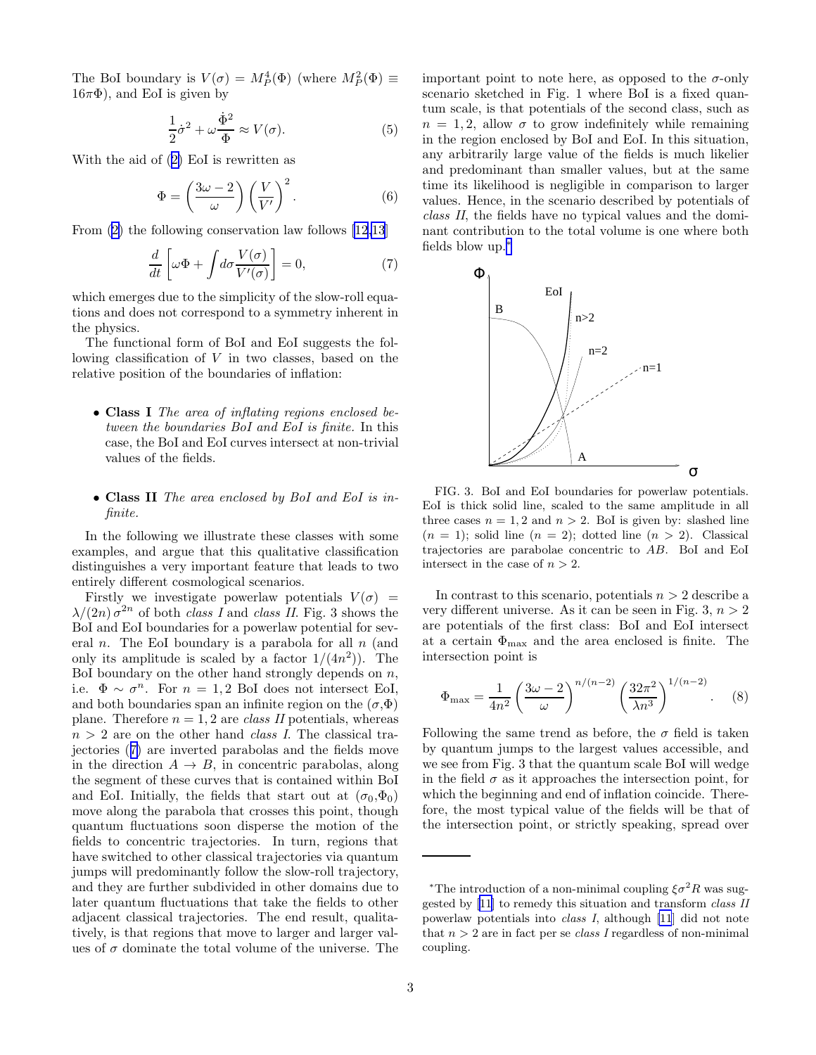The BoI boundary is $V(\sigma) = M_P^4(\Phi)$ (where $M_P^2(\Phi) \equiv 16\pi\Phi$), and EoI is given by

$$\frac{1}{2}\dot{\sigma}^2 + \omega\frac{\dot{\Phi}^2}{\Phi} \approx V(\sigma). \tag{5}$$

With the aid of (2) EoI is rewritten as

$$\Phi = \left(\frac{3\omega - 2}{\omega}\right)\left(\frac{V}{V'}\right)^2. \tag{6}$$

From (2) the following conservation law follows [12,13]

$$\frac{d}{dt}\left[\omega\Phi + \int d\sigma \frac{V(\sigma)}{V'(\sigma)}\right] = 0, \tag{7}$$

which emerges due to the simplicity of the slow-roll equations and does not correspond to a symmetry inherent in the physics.

The functional form of BoI and EoI suggests the following classification of $V$ in two classes, based on the relative position of the boundaries of inflation:

- **Class I** *The area of inflating regions enclosed between the boundaries BoI and EoI is finite.* In this case, the BoI and EoI curves intersect at non-trivial values of the fields.

- **Class II** *The area enclosed by BoI and EoI is infinite.*

In the following we illustrate these classes with some examples, and argue that this qualitative classification distinguishes a very important feature that leads to two entirely different cosmological scenarios.

Firstly we investigate powerlaw potentials $V(\sigma) = \lambda/(2n)\,\sigma^{2n}$ of both *class I* and *class II*. Fig. 3 shows the BoI and EoI boundaries for a powerlaw potential for several $n$. The EoI boundary is a parabola for all $n$ (and only its amplitude is scaled by a factor $1/(4n^2)$). The BoI boundary on the other hand strongly depends on $n$, i.e. $\Phi \sim \sigma^n$. For $n = 1, 2$ BoI does not intersect EoI, and both boundaries span an infinite region on the $(\sigma,\Phi)$ plane. Therefore $n = 1, 2$ are *class II* potentials, whereas $n > 2$ are on the other hand *class I*. The classical trajectories (7) are inverted parabolas and the fields move in the direction $A \to B$, in concentric parabolas, along the segment of these curves that is contained within BoI and EoI. Initially, the fields that start out at $(\sigma_0,\Phi_0)$ move along the parabola that crosses this point, though quantum fluctuations soon disperse the motion of the fields to concentric trajectories. In turn, regions that have switched to other classical trajectories via quantum jumps will predominantly follow the slow-roll trajectory, and they are further subdivided in other domains due to later quantum fluctuations that take the fields to other adjacent classical trajectories. The end result, qualitatively, is that regions that move to larger and larger values of $\sigma$ dominate the total volume of the universe. The important point to note here, as opposed to the $\sigma$-only scenario sketched in Fig. 1 where BoI is a fixed quantum scale, is that potentials of the second class, such as $n = 1, 2$, allow $\sigma$ to grow indefinitely while remaining in the region enclosed by BoI and EoI. In this situation, any arbitrarily large value of the fields is much likelier and predominant than smaller values, but at the same time its likelihood is negligible in comparison to larger values. Hence, in the scenario described by potentials of *class II*, the fields have no typical values and the dominant contribution to the total volume is one where both fields blow up.*

FIG. 3. BoI and EoI boundaries for powerlaw potentials. EoI is thick solid line, scaled to the same amplitude in all three cases $n = 1, 2$ and $n > 2$. BoI is given by: slashed line ($n = 1$); solid line ($n = 2$); dotted line ($n > 2$). Classical trajectories are parabolae concentric to $AB$. BoI and EoI intersect in the case of $n > 2$.

In contrast to this scenario, potentials $n > 2$ describe a very different universe. As it can be seen in Fig. 3, $n > 2$ are potentials of the first class: BoI and EoI intersect at a certain $\Phi_{\max}$ and the area enclosed is finite. The intersection point is

$$\Phi_{\max} = \frac{1}{4n^2}\left(\frac{3\omega - 2}{\omega}\right)^{n/(n-2)}\left(\frac{32\pi^2}{\lambda n^3}\right)^{1/(n-2)}. \tag{8}$$

Following the same trend as before, the $\sigma$ field is taken by quantum jumps to the largest values accessible, and we see from Fig. 3 that the quantum scale BoI will wedge in the field $\sigma$ as it approaches the intersection point, for which the beginning and end of inflation coincide. Therefore, the most typical value of the fields will be that of the intersection point, or strictly speaking, spread over

*The introduction of a non-minimal coupling $\xi\sigma^2 R$ was suggested by [11] to remedy this situation and transform *class II* powerlaw potentials into *class I*, although [11] did not note that $n > 2$ are in fact per se *class I* regardless of non-minimal coupling.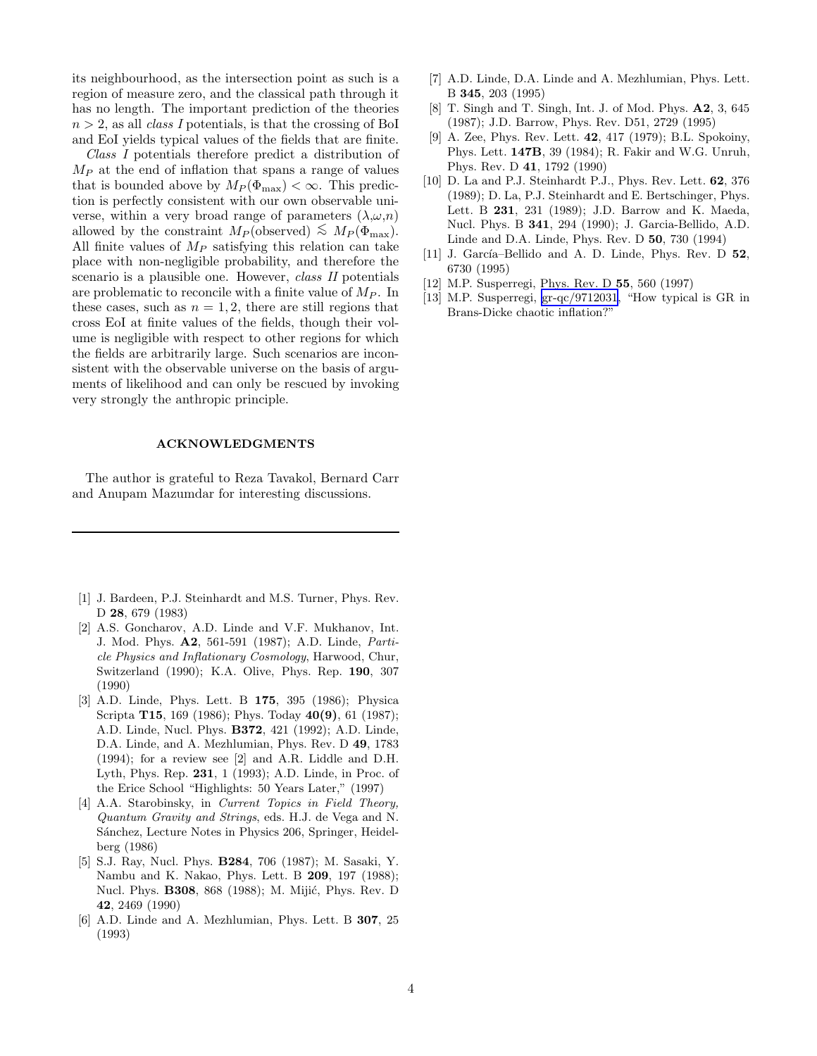its neighbourhood, as the intersection point as such is a region of measure zero, and the classical path through it has no length. The important prediction of the theories $n > 2$, as all *class I* potentials, is that the crossing of BoI and EoI yields typical values of the fields that are finite.

*Class I* potentials therefore predict a distribution of $M_P$ at the end of inflation that spans a range of values that is bounded above by $M_P(\Phi_{\max}) < \infty$. This prediction is perfectly consistent with our own observable universe, within a very broad range of parameters ($\lambda$,$\omega$,$n$) allowed by the constraint $M_P(\text{observed}) \lesssim M_P(\Phi_{\max})$. All finite values of $M_P$ satisfying this relation can take place with non-negligible probability, and therefore the scenario is a plausible one. However, *class II* potentials are problematic to reconcile with a finite value of $M_P$. In these cases, such as $n = 1, 2$, there are still regions that cross EoI at finite values of the fields, though their volume is negligible with respect to other regions for which the fields are arbitrarily large. Such scenarios are inconsistent with the observable universe on the basis of arguments of likelihood and can only be rescued by invoking very strongly the anthropic principle.

## ACKNOWLEDGMENTS

The author is grateful to Reza Tavakol, Bernard Carr and Anupam Mazumdar for interesting discussions.

---

[1] J. Bardeen, P.J. Steinhardt and M.S. Turner, Phys. Rev. D **28**, 679 (1983)

[2] A.S. Goncharov, A.D. Linde and V.F. Mukhanov, Int. J. Mod. Phys. **A2**, 561-591 (1987); A.D. Linde, *Particle Physics and Inflationary Cosmology*, Harwood, Chur, Switzerland (1990); K.A. Olive, Phys. Rep. **190**, 307 (1990)

[3] A.D. Linde, Phys. Lett. B **175**, 395 (1986); Physica Scripta **T15**, 169 (1986); Phys. Today **40(9)**, 61 (1987); A.D. Linde, Nucl. Phys. **B372**, 421 (1992); A.D. Linde, D.A. Linde, and A. Mezhlumian, Phys. Rev. D **49**, 1783 (1994); for a review see [2] and A.R. Liddle and D.H. Lyth, Phys. Rep. **231**, 1 (1993); A.D. Linde, in Proc. of the Erice School "Highlights: 50 Years Later," (1997)

[4] A.A. Starobinsky, in *Current Topics in Field Theory, Quantum Gravity and Strings*, eds. H.J. de Vega and N. Sánchez, Lecture Notes in Physics 206, Springer, Heidelberg (1986)

[5] S.J. Ray, Nucl. Phys. **B284**, 706 (1987); M. Sasaki, Y. Nambu and K. Nakao, Phys. Lett. B **209**, 197 (1988); Nucl. Phys. **B308**, 868 (1988); M. Mijić, Phys. Rev. D **42**, 2469 (1990)

[6] A.D. Linde and A. Mezhlumian, Phys. Lett. B **307**, 25 (1993)

[7] A.D. Linde, D.A. Linde and A. Mezhlumian, Phys. Lett. B **345**, 203 (1995)

[8] T. Singh and T. Singh, Int. J. of Mod. Phys. **A2**, 3, 645 (1987); J.D. Barrow, Phys. Rev. D51, 2729 (1995)

[9] A. Zee, Phys. Rev. Lett. **42**, 417 (1979); B.L. Spokoiny, Phys. Lett. **147B**, 39 (1984); R. Fakir and W.G. Unruh, Phys. Rev. D **41**, 1792 (1990)

[10] D. La and P.J. Steinhardt P.J., Phys. Rev. Lett. **62**, 376 (1989); D. La, P.J. Steinhardt and E. Bertschinger, Phys. Lett. B **231**, 231 (1989); J.D. Barrow and K. Maeda, Nucl. Phys. B **341**, 294 (1990); J. Garcia-Bellido, A.D. Linde and D.A. Linde, Phys. Rev. D **50**, 730 (1994)

[11] J. García–Bellido and A. D. Linde, Phys. Rev. D **52**, 6730 (1995)

[12] M.P. Susperregi, Phys. Rev. D **55**, 560 (1997)

[13] M.P. Susperregi, gr-qc/9712031, "How typical is GR in Brans-Dicke chaotic inflation?"